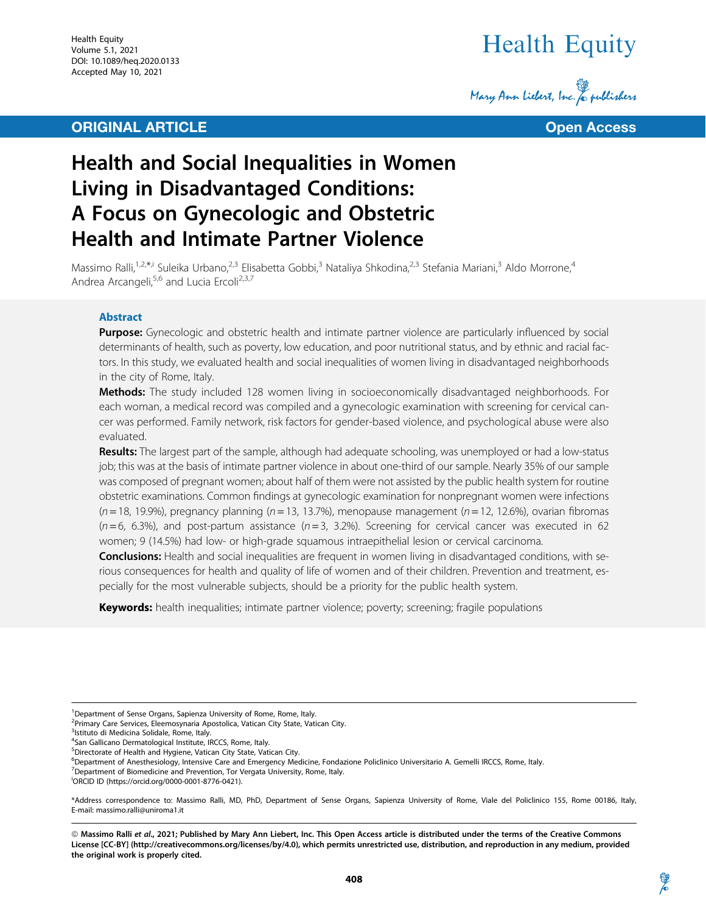ORIGINAL ARTICLE

Open Access

# Health and Social Inequalities in Women Living in Disadvantaged Conditions: A Focus on Gynecologic and Obstetric Health and Intimate Partner Violence

Massimo Ralli,[1,2,*,i] Suleika Urbano,[2,3] Elisabetta Gobbi,[3] Nataliya Shkodina,[2,3] Stefania Mariani,[3] Aldo Morrone,[4] Andrea Arcangeli,[5,6] and Lucia Ercoli[2,3,7]

## Abstract

**Purpose:** Gynecologic and obstetric health and intimate partner violence are particularly influenced by social determinants of health, such as poverty, low education, and poor nutritional status, and by ethnic and racial factors. In this study, we evaluated health and social inequalities of women living in disadvantaged neighborhoods in the city of Rome, Italy.

**Methods:** The study included 128 women living in socioeconomically disadvantaged neighborhoods. For each woman, a medical record was compiled and a gynecologic examination with screening for cervical cancer was performed. Family network, risk factors for gender-based violence, and psychological abuse were also evaluated.

**Results:** The largest part of the sample, although had adequate schooling, was unemployed or had a low-status job; this was at the basis of intimate partner violence in about one-third of our sample. Nearly 35% of our sample was composed of pregnant women; about half of them were not assisted by the public health system for routine obstetric examinations. Common findings at gynecologic examination for nonpregnant women were infections ($n=18$, 19.9%), pregnancy planning ($n=13$, 13.7%), menopause management ($n=12$, 12.6%), ovarian fibromas ($n=6$, 6.3%), and post-partum assistance ($n=3$, 3.2%). Screening for cervical cancer was executed in 62 women; 9 (14.5%) had low- or high-grade squamous intraepithelial lesion or cervical carcinoma.

**Conclusions:** Health and social inequalities are frequent in women living in disadvantaged conditions, with serious consequences for health and quality of life of women and of their children. Prevention and treatment, especially for the most vulnerable subjects, should be a priority for the public health system.

**Keywords:** health inequalities; intimate partner violence; poverty; screening; fragile populations

---

[1]Department of Sense Organs, Sapienza University of Rome, Rome, Italy.
[2]Primary Care Services, Eleemosynaria Apostolica, Vatican City State, Vatican City.
[3]Istituto di Medicina Solidale, Rome, Italy.
[4]San Gallicano Dermatological Institute, IRCCS, Rome, Italy.
[5]Directorate of Health and Hygiene, Vatican City State, Vatican City.
[6]Department of Anesthesiology, Intensive Care and Emergency Medicine, Fondazione Policlinico Universitario A. Gemelli IRCCS, Rome, Italy.
[7]Department of Biomedicine and Prevention, Tor Vergata University, Rome, Italy.
[i]ORCID ID (https://orcid.org/0000-0001-8776-0421).

*Address correspondence to: Massimo Ralli, MD, PhD, Department of Sense Organs, Sapienza University of Rome, Viale del Policlinico 155, Rome 00186, Italy, E-mail: massimo.ralli@uniroma1.it

© Massimo Ralli *et al.*, 2021; Published by Mary Ann Liebert, Inc. This Open Access article is distributed under the terms of the Creative Commons License [CC-BY] (http://creativecommons.org/licenses/by/4.0), which permits unrestricted use, distribution, and reproduction in any medium, provided the original work is properly cited.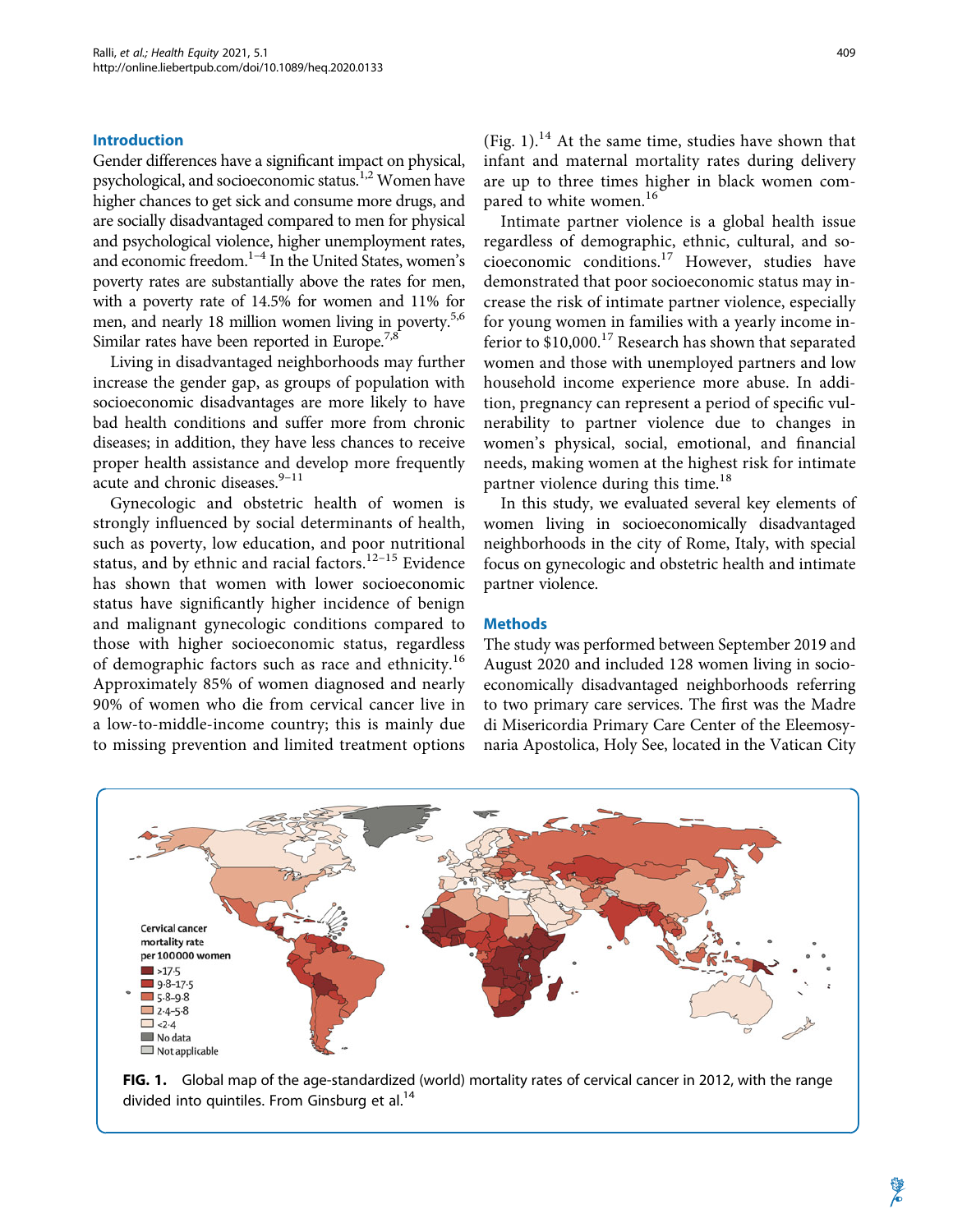## Introduction

Gender differences have a significant impact on physical, psychological, and socioeconomic status.[1,2] Women have higher chances to get sick and consume more drugs, and are socially disadvantaged compared to men for physical and psychological violence, higher unemployment rates, and economic freedom.[1–4] In the United States, women's poverty rates are substantially above the rates for men, with a poverty rate of 14.5% for women and 11% for men, and nearly 18 million women living in poverty.[5,6] Similar rates have been reported in Europe.[7,8]

Living in disadvantaged neighborhoods may further increase the gender gap, as groups of population with socioeconomic disadvantages are more likely to have bad health conditions and suffer more from chronic diseases; in addition, they have less chances to receive proper health assistance and develop more frequently acute and chronic diseases.[9–11]

Gynecologic and obstetric health of women is strongly influenced by social determinants of health, such as poverty, low education, and poor nutritional status, and by ethnic and racial factors.[12–15] Evidence has shown that women with lower socioeconomic status have significantly higher incidence of benign and malignant gynecologic conditions compared to those with higher socioeconomic status, regardless of demographic factors such as race and ethnicity.[16] Approximately 85% of women diagnosed and nearly 90% of women who die from cervical cancer live in a low-to-middle-income country; this is mainly due to missing prevention and limited treatment options (Fig. 1).[14] At the same time, studies have shown that infant and maternal mortality rates during delivery are up to three times higher in black women compared to white women.[16]

Intimate partner violence is a global health issue regardless of demographic, ethnic, cultural, and socioeconomic conditions.[17] However, studies have demonstrated that poor socioeconomic status may increase the risk of intimate partner violence, especially for young women in families with a yearly income inferior to $10,000.[17] Research has shown that separated women and those with unemployed partners and low household income experience more abuse. In addition, pregnancy can represent a period of specific vulnerability to partner violence due to changes in women's physical, social, emotional, and financial needs, making women at the highest risk for intimate partner violence during this time.[18]

In this study, we evaluated several key elements of women living in socioeconomically disadvantaged neighborhoods in the city of Rome, Italy, with special focus on gynecologic and obstetric health and intimate partner violence.

## Methods

The study was performed between September 2019 and August 2020 and included 128 women living in socioeconomically disadvantaged neighborhoods referring to two primary care services. The first was the Madre di Misericordia Primary Care Center of the Eleemosynaria Apostolica, Holy See, located in the Vatican City

**FIG. 1.** Global map of the age-standardized (world) mortality rates of cervical cancer in 2012, with the range divided into quintiles. From Ginsburg et al.[14]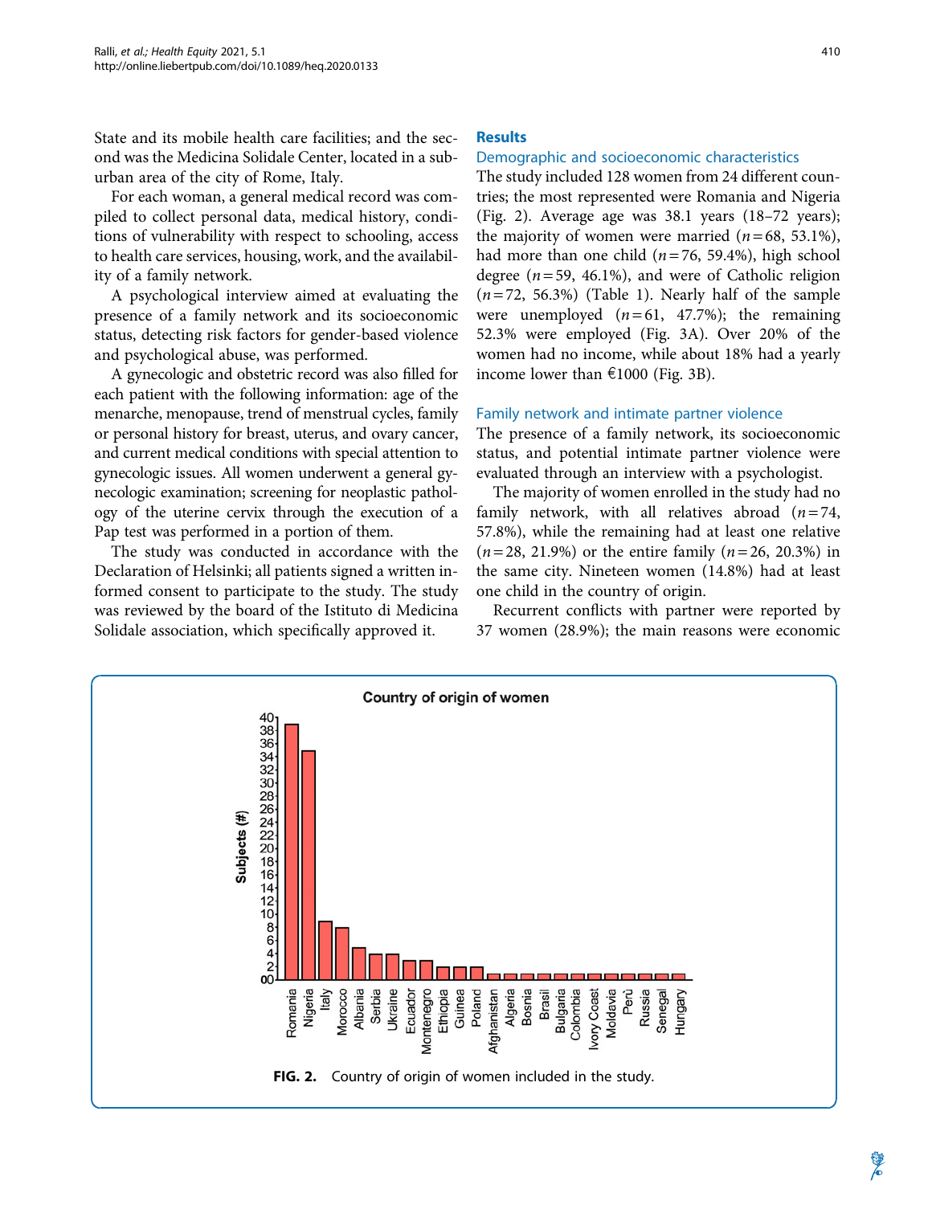State and its mobile health care facilities; and the second was the Medicina Solidale Center, located in a sub-urban area of the city of Rome, Italy.

For each woman, a general medical record was compiled to collect personal data, medical history, conditions of vulnerability with respect to schooling, access to health care services, housing, work, and the availability of a family network.

A psychological interview aimed at evaluating the presence of a family network and its socioeconomic status, detecting risk factors for gender-based violence and psychological abuse, was performed.

A gynecologic and obstetric record was also filled for each patient with the following information: age of the menarche, menopause, trend of menstrual cycles, family or personal history for breast, uterus, and ovary cancer, and current medical conditions with special attention to gynecologic issues. All women underwent a general gynecologic examination; screening for neoplastic pathology of the uterine cervix through the execution of a Pap test was performed in a portion of them.

The study was conducted in accordance with the Declaration of Helsinki; all patients signed a written informed consent to participate to the study. The study was reviewed by the board of the Istituto di Medicina Solidale association, which specifically approved it.

## Results

### Demographic and socioeconomic characteristics

The study included 128 women from 24 different countries; the most represented were Romania and Nigeria (Fig. 2). Average age was 38.1 years (18–72 years); the majority of women were married ($n=68$, 53.1%), had more than one child ($n=76$, 59.4%), high school degree ($n=59$, 46.1%), and were of Catholic religion ($n=72$, 56.3%) (Table 1). Nearly half of the sample were unemployed ($n=61$, 47.7%); the remaining 52.3% were employed (Fig. 3A). Over 20% of the women had no income, while about 18% had a yearly income lower than €1000 (Fig. 3B).

### Family network and intimate partner violence

The presence of a family network, its socioeconomic status, and potential intimate partner violence were evaluated through an interview with a psychologist.

The majority of women enrolled in the study had no family network, with all relatives abroad ($n=74$, 57.8%), while the remaining had at least one relative ($n=28$, 21.9%) or the entire family ($n=26$, 20.3%) in the same city. Nineteen women (14.8%) had at least one child in the country of origin.

Recurrent conflicts with partner were reported by 37 women (28.9%); the main reasons were economic

**FIG. 2.** Country of origin of women included in the study.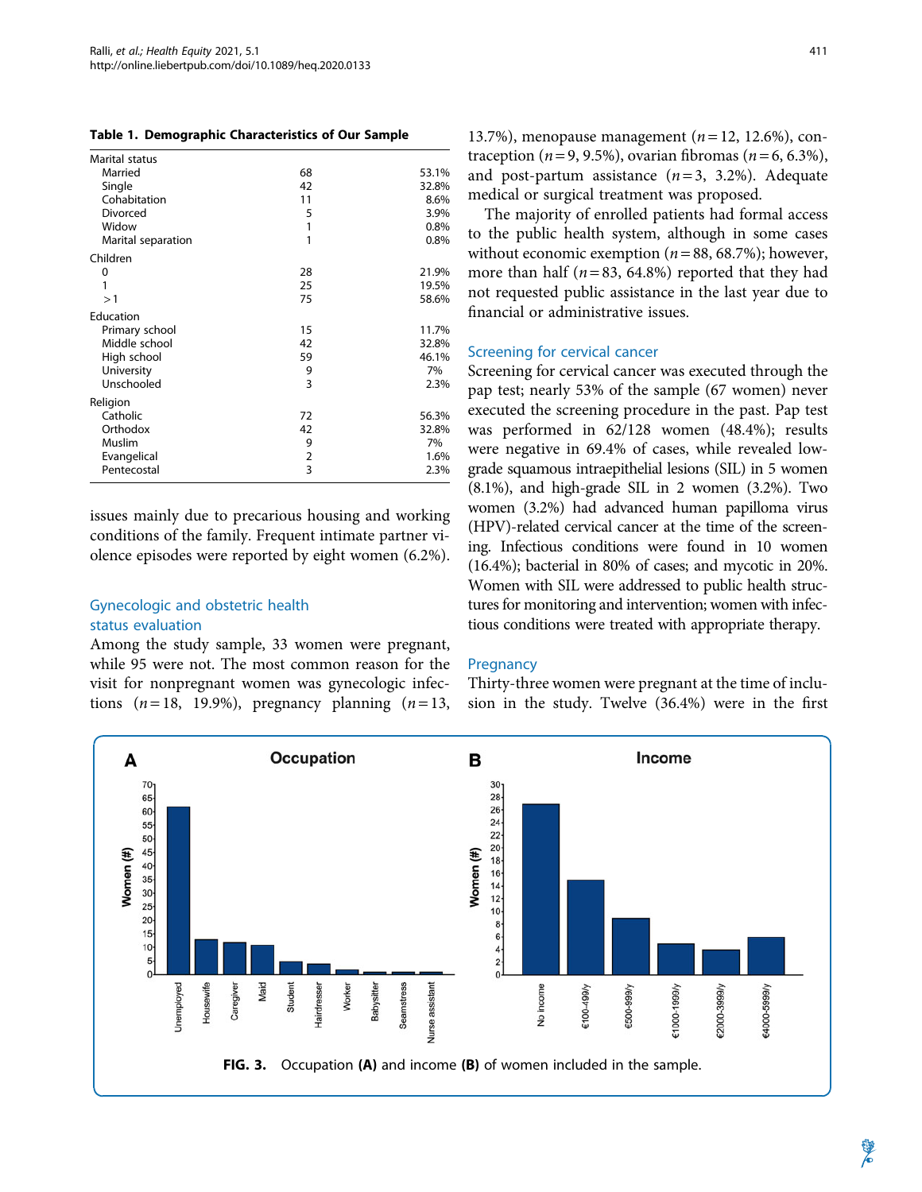**Table 1. Demographic Characteristics of Our Sample**

| | | |
|---|---|---|
| Marital status | | |
| Married | 68 | 53.1% |
| Single | 42 | 32.8% |
| Cohabitation | 11 | 8.6% |
| Divorced | 5 | 3.9% |
| Widow | 1 | 0.8% |
| Marital separation | 1 | 0.8% |
| Children | | |
| 0 | 28 | 21.9% |
| 1 | 25 | 19.5% |
| >1 | 75 | 58.6% |
| Education | | |
| Primary school | 15 | 11.7% |
| Middle school | 42 | 32.8% |
| High school | 59 | 46.1% |
| University | 9 | 7% |
| Unschooled | 3 | 2.3% |
| Religion | | |
| Catholic | 72 | 56.3% |
| Orthodox | 42 | 32.8% |
| Muslim | 9 | 7% |
| Evangelical | 2 | 1.6% |
| Pentecostal | 3 | 2.3% |

issues mainly due to precarious housing and working conditions of the family. Frequent intimate partner violence episodes were reported by eight women (6.2%).

## Gynecologic and obstetric health status evaluation

Among the study sample, 33 women were pregnant, while 95 were not. The most common reason for the visit for nonpregnant women was gynecologic infections ($n=18$, 19.9%), pregnancy planning ($n=13$, 13.7%), menopause management ($n=12$, 12.6%), contraception ($n=9$, 9.5%), ovarian fibromas ($n=6$, 6.3%), and post-partum assistance ($n=3$, 3.2%). Adequate medical or surgical treatment was proposed.

The majority of enrolled patients had formal access to the public health system, although in some cases without economic exemption ($n=88$, 68.7%); however, more than half ($n=83$, 64.8%) reported that they had not requested public assistance in the last year due to financial or administrative issues.

## Screening for cervical cancer

Screening for cervical cancer was executed through the pap test; nearly 53% of the sample (67 women) never executed the screening procedure in the past. Pap test was performed in 62/128 women (48.4%); results were negative in 69.4% of cases, while revealed low-grade squamous intraepithelial lesions (SIL) in 5 women (8.1%), and high-grade SIL in 2 women (3.2%). Two women (3.2%) had advanced human papilloma virus (HPV)-related cervical cancer at the time of the screening. Infectious conditions were found in 10 women (16.4%); bacterial in 80% of cases; and mycotic in 20%. Women with SIL were addressed to public health structures for monitoring and intervention; women with infectious conditions were treated with appropriate therapy.

## Pregnancy

Thirty-three women were pregnant at the time of inclusion in the study. Twelve (36.4%) were in the first

**FIG. 3.** Occupation **(A)** and income **(B)** of women included in the sample.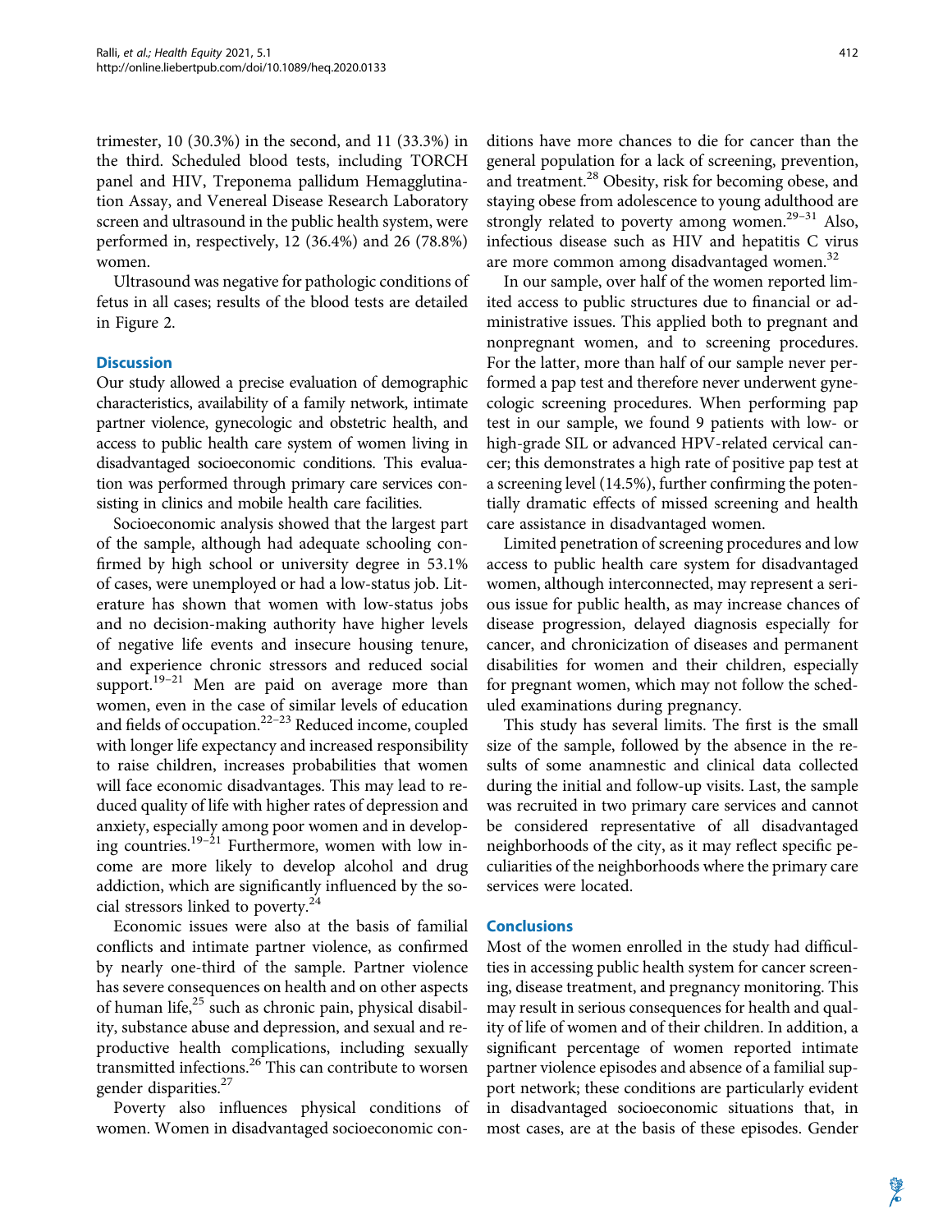trimester, 10 (30.3%) in the second, and 11 (33.3%) in the third. Scheduled blood tests, including TORCH panel and HIV, Treponema pallidum Hemagglutination Assay, and Venereal Disease Research Laboratory screen and ultrasound in the public health system, were performed in, respectively, 12 (36.4%) and 26 (78.8%) women.

Ultrasound was negative for pathologic conditions of fetus in all cases; results of the blood tests are detailed in Figure 2.

## Discussion

Our study allowed a precise evaluation of demographic characteristics, availability of a family network, intimate partner violence, gynecologic and obstetric health, and access to public health care system of women living in disadvantaged socioeconomic conditions. This evaluation was performed through primary care services consisting in clinics and mobile health care facilities.

Socioeconomic analysis showed that the largest part of the sample, although had adequate schooling confirmed by high school or university degree in 53.1% of cases, were unemployed or had a low-status job. Literature has shown that women with low-status jobs and no decision-making authority have higher levels of negative life events and insecure housing tenure, and experience chronic stressors and reduced social support.[19–21] Men are paid on average more than women, even in the case of similar levels of education and fields of occupation.[22–23] Reduced income, coupled with longer life expectancy and increased responsibility to raise children, increases probabilities that women will face economic disadvantages. This may lead to reduced quality of life with higher rates of depression and anxiety, especially among poor women and in developing countries.[19–21] Furthermore, women with low income are more likely to develop alcohol and drug addiction, which are significantly influenced by the social stressors linked to poverty.[24]

Economic issues were also at the basis of familial conflicts and intimate partner violence, as confirmed by nearly one-third of the sample. Partner violence has severe consequences on health and on other aspects of human life,[25] such as chronic pain, physical disability, substance abuse and depression, and sexual and reproductive health complications, including sexually transmitted infections.[26] This can contribute to worsen gender disparities.[27]

Poverty also influences physical conditions of women. Women in disadvantaged socioeconomic conditions have more chances to die for cancer than the general population for a lack of screening, prevention, and treatment.[28] Obesity, risk for becoming obese, and staying obese from adolescence to young adulthood are strongly related to poverty among women.[29–31] Also, infectious disease such as HIV and hepatitis C virus are more common among disadvantaged women.[32]

In our sample, over half of the women reported limited access to public structures due to financial or administrative issues. This applied both to pregnant and nonpregnant women, and to screening procedures. For the latter, more than half of our sample never performed a pap test and therefore never underwent gynecologic screening procedures. When performing pap test in our sample, we found 9 patients with low- or high-grade SIL or advanced HPV-related cervical cancer; this demonstrates a high rate of positive pap test at a screening level (14.5%), further confirming the potentially dramatic effects of missed screening and health care assistance in disadvantaged women.

Limited penetration of screening procedures and low access to public health care system for disadvantaged women, although interconnected, may represent a serious issue for public health, as may increase chances of disease progression, delayed diagnosis especially for cancer, and chronicization of diseases and permanent disabilities for women and their children, especially for pregnant women, which may not follow the scheduled examinations during pregnancy.

This study has several limits. The first is the small size of the sample, followed by the absence in the results of some anamnestic and clinical data collected during the initial and follow-up visits. Last, the sample was recruited in two primary care services and cannot be considered representative of all disadvantaged neighborhoods of the city, as it may reflect specific peculiarities of the neighborhoods where the primary care services were located.

## Conclusions

Most of the women enrolled in the study had difficulties in accessing public health system for cancer screening, disease treatment, and pregnancy monitoring. This may result in serious consequences for health and quality of life of women and of their children. In addition, a significant percentage of women reported intimate partner violence episodes and absence of a familial support network; these conditions are particularly evident in disadvantaged socioeconomic situations that, in most cases, are at the basis of these episodes. Gender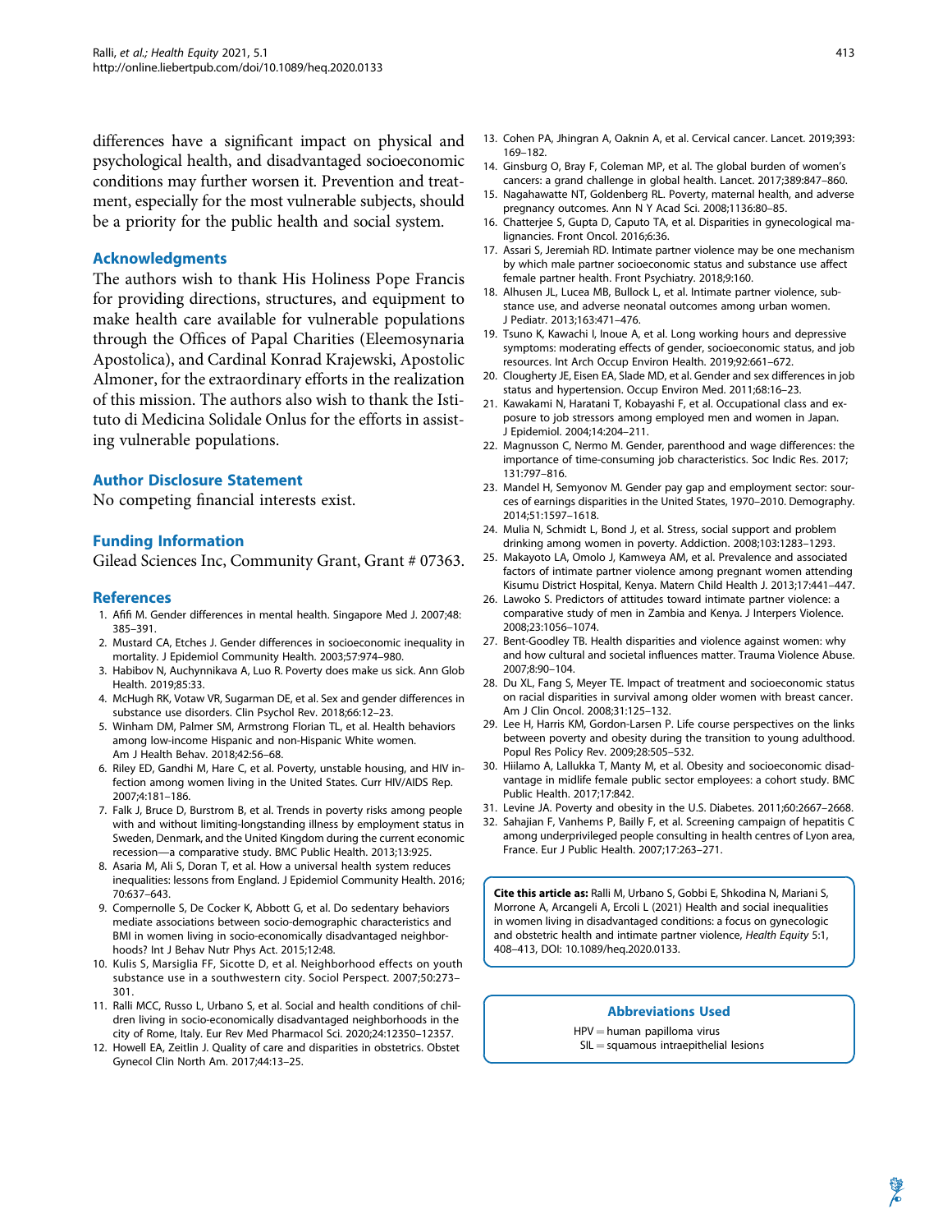differences have a significant impact on physical and psychological health, and disadvantaged socioeconomic conditions may further worsen it. Prevention and treatment, especially for the most vulnerable subjects, should be a priority for the public health and social system.

## Acknowledgments

The authors wish to thank His Holiness Pope Francis for providing directions, structures, and equipment to make health care available for vulnerable populations through the Offices of Papal Charities (Eleemosynaria Apostolica), and Cardinal Konrad Krajewski, Apostolic Almoner, for the extraordinary efforts in the realization of this mission. The authors also wish to thank the Istituto di Medicina Solidale Onlus for the efforts in assisting vulnerable populations.

## Author Disclosure Statement

No competing financial interests exist.

## Funding Information

Gilead Sciences Inc, Community Grant, Grant # 07363.

## References

1. Afifi M. Gender differences in mental health. Singapore Med J. 2007;48: 385–391.
2. Mustard CA, Etches J. Gender differences in socioeconomic inequality in mortality. J Epidemiol Community Health. 2003;57:974–980.
3. Habibov N, Auchynnikava A, Luo R. Poverty does make us sick. Ann Glob Health. 2019;85:33.
4. McHugh RK, Votaw VR, Sugarman DE, et al. Sex and gender differences in substance use disorders. Clin Psychol Rev. 2018;66:12–23.
5. Winham DM, Palmer SM, Armstrong Florian TL, et al. Health behaviors among low-income Hispanic and non-Hispanic White women. Am J Health Behav. 2018;42:56–68.
6. Riley ED, Gandhi M, Hare C, et al. Poverty, unstable housing, and HIV infection among women living in the United States. Curr HIV/AIDS Rep. 2007;4:181–186.
7. Falk J, Bruce D, Burstrom B, et al. Trends in poverty risks among people with and without limiting-longstanding illness by employment status in Sweden, Denmark, and the United Kingdom during the current economic recession—a comparative study. BMC Public Health. 2013;13:925.
8. Asaria M, Ali S, Doran T, et al. How a universal health system reduces inequalities: lessons from England. J Epidemiol Community Health. 2016; 70:637–643.
9. Compernolle S, De Cocker K, Abbott G, et al. Do sedentary behaviors mediate associations between socio-demographic characteristics and BMI in women living in socio-economically disadvantaged neighborhoods? Int J Behav Nutr Phys Act. 2015;12:48.
10. Kulis S, Marsiglia FF, Sicotte D, et al. Neighborhood effects on youth substance use in a southwestern city. Sociol Perspect. 2007;50:273–301.
11. Ralli MCC, Russo L, Urbano S, et al. Social and health conditions of children living in socio-economically disadvantaged neighborhoods in the city of Rome, Italy. Eur Rev Med Pharmacol Sci. 2020;24:12350–12357.
12. Howell EA, Zeitlin J. Quality of care and disparities in obstetrics. Obstet Gynecol Clin North Am. 2017;44:13–25.
13. Cohen PA, Jhingran A, Oaknin A, et al. Cervical cancer. Lancet. 2019;393: 169–182.
14. Ginsburg O, Bray F, Coleman MP, et al. The global burden of women's cancers: a grand challenge in global health. Lancet. 2017;389:847–860.
15. Nagahawatte NT, Goldenberg RL. Poverty, maternal health, and adverse pregnancy outcomes. Ann N Y Acad Sci. 2008;1136:80–85.
16. Chatterjee S, Gupta D, Caputo TA, et al. Disparities in gynecological malignancies. Front Oncol. 2016;6:36.
17. Assari S, Jeremiah RD. Intimate partner violence may be one mechanism by which male partner socioeconomic status and substance use affect female partner health. Front Psychiatry. 2018;9:160.
18. Alhusen JL, Lucea MB, Bullock L, et al. Intimate partner violence, substance use, and adverse neonatal outcomes among urban women. J Pediatr. 2013;163:471–476.
19. Tsuno K, Kawachi I, Inoue A, et al. Long working hours and depressive symptoms: moderating effects of gender, socioeconomic status, and job resources. Int Arch Occup Environ Health. 2019;92:661–672.
20. Clougherty JE, Eisen EA, Slade MD, et al. Gender and sex differences in job status and hypertension. Occup Environ Med. 2011;68:16–23.
21. Kawakami N, Haratani T, Kobayashi F, et al. Occupational class and exposure to job stressors among employed men and women in Japan. J Epidemiol. 2004;14:204–211.
22. Magnusson C, Nermo M. Gender, parenthood and wage differences: the importance of time-consuming job characteristics. Soc Indic Res. 2017; 131:797–816.
23. Mandel H, Semyonov M. Gender pay gap and employment sector: sources of earnings disparities in the United States, 1970–2010. Demography. 2014;51:1597–1618.
24. Mulia N, Schmidt L, Bond J, et al. Stress, social support and problem drinking among women in poverty. Addiction. 2008;103:1283–1293.
25. Makayoto LA, Omolo J, Kamweya AM, et al. Prevalence and associated factors of intimate partner violence among pregnant women attending Kisumu District Hospital, Kenya. Matern Child Health J. 2013;17:441–447.
26. Lawoko S. Predictors of attitudes toward intimate partner violence: a comparative study of men in Zambia and Kenya. J Interpers Violence. 2008;23:1056–1074.
27. Bent-Goodley TB. Health disparities and violence against women: why and how cultural and societal influences matter. Trauma Violence Abuse. 2007;8:90–104.
28. Du XL, Fang S, Meyer TE. Impact of treatment and socioeconomic status on racial disparities in survival among older women with breast cancer. Am J Clin Oncol. 2008;31:125–132.
29. Lee H, Harris KM, Gordon-Larsen P. Life course perspectives on the links between poverty and obesity during the transition to young adulthood. Popul Res Policy Rev. 2009;28:505–532.
30. Hiilamo A, Lallukka T, Manty M, et al. Obesity and socioeconomic disadvantage in midlife female public sector employees: a cohort study. BMC Public Health. 2017;17:842.
31. Levine JA. Poverty and obesity in the U.S. Diabetes. 2011;60:2667–2668.
32. Sahajian F, Vanhems P, Bailly F, et al. Screening campaign of hepatitis C among underprivileged people consulting in health centres of Lyon area, France. Eur J Public Health. 2007;17:263–271.

**Cite this article as:** Ralli M, Urbano S, Gobbi E, Shkodina N, Mariani S, Morrone A, Arcangeli A, Ercoli L (2021) Health and social inequalities in women living in disadvantaged conditions: a focus on gynecologic and obstetric health and intimate partner violence, *Health Equity* 5:1, 408–413, DOI: 10.1089/heq.2020.0133.

## Abbreviations Used

HPV = human papilloma virus
SIL = squamous intraepithelial lesions